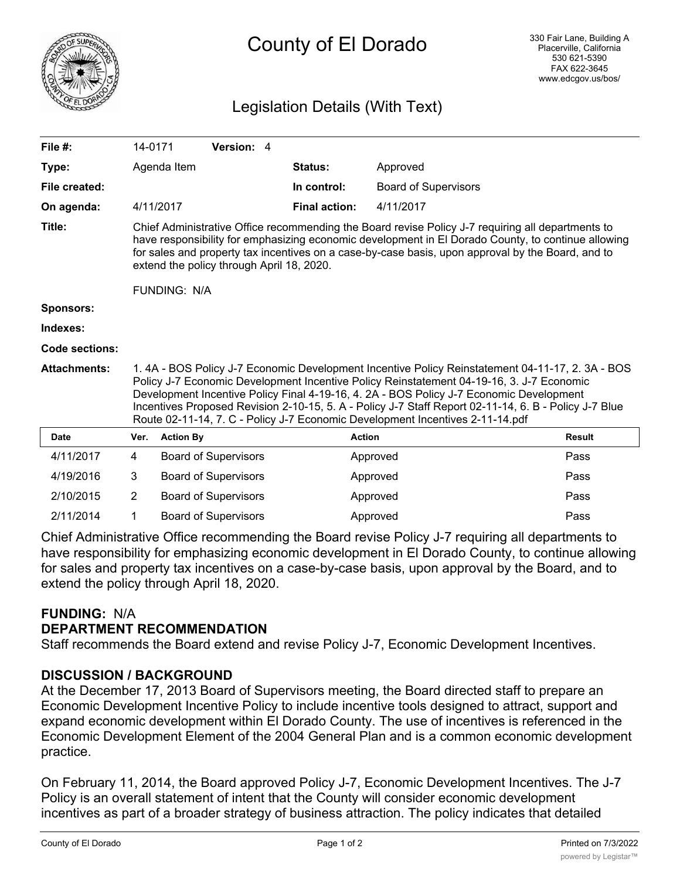# County of El Dorado

330 Fair Lane, Building A
Placerville, California
530 621-5390
FAX 622-3645
www.edcgov.us/bos/

## Legislation Details (With Text)

| | | | |
|---|---|---|---|
| **File #:** | 14-0171 **Version:** 4 | | |
| **Type:** | Agenda Item | **Status:** | Approved |
| **File created:** | | **In control:** | Board of Supervisors |
| **On agenda:** | 4/11/2017 | **Final action:** | 4/11/2017 |

**Title:** Chief Administrative Office recommending the Board revise Policy J-7 requiring all departments to have responsibility for emphasizing economic development in El Dorado County, to continue allowing for sales and property tax incentives on a case-by-case basis, upon approval by the Board, and to extend the policy through April 18, 2020.

FUNDING: N/A

**Sponsors:**

**Indexes:**

**Code sections:**

**Attachments:** 1. 4A - BOS Policy J-7 Economic Development Incentive Policy Reinstatement 04-11-17, 2. 3A - BOS Policy J-7 Economic Development Incentive Policy Reinstatement 04-19-16, 3. J-7 Economic Development Incentive Policy Final 4-19-16, 4. 2A - BOS Policy J-7 Economic Development Incentives Proposed Revision 2-10-15, 5. A - Policy J-7 Staff Report 02-11-14, 6. B - Policy J-7 Blue Route 02-11-14, 7. C - Policy J-7 Economic Development Incentives 2-11-14.pdf

| Date | Ver. | Action By | Action | Result |
|---|---|---|---|---|
| 4/11/2017 | 4 | Board of Supervisors | Approved | Pass |
| 4/19/2016 | 3 | Board of Supervisors | Approved | Pass |
| 2/10/2015 | 2 | Board of Supervisors | Approved | Pass |
| 2/11/2014 | 1 | Board of Supervisors | Approved | Pass |

Chief Administrative Office recommending the Board revise Policy J-7 requiring all departments to have responsibility for emphasizing economic development in El Dorado County, to continue allowing for sales and property tax incentives on a case-by-case basis, upon approval by the Board, and to extend the policy through April 18, 2020.

**FUNDING:** N/A

**DEPARTMENT RECOMMENDATION**

Staff recommends the Board extend and revise Policy J-7, Economic Development Incentives.

**DISCUSSION / BACKGROUND**

At the December 17, 2013 Board of Supervisors meeting, the Board directed staff to prepare an Economic Development Incentive Policy to include incentive tools designed to attract, support and expand economic development within El Dorado County. The use of incentives is referenced in the Economic Development Element of the 2004 General Plan and is a common economic development practice.

On February 11, 2014, the Board approved Policy J-7, Economic Development Incentives. The J-7 Policy is an overall statement of intent that the County will consider economic development incentives as part of a broader strategy of business attraction. The policy indicates that detailed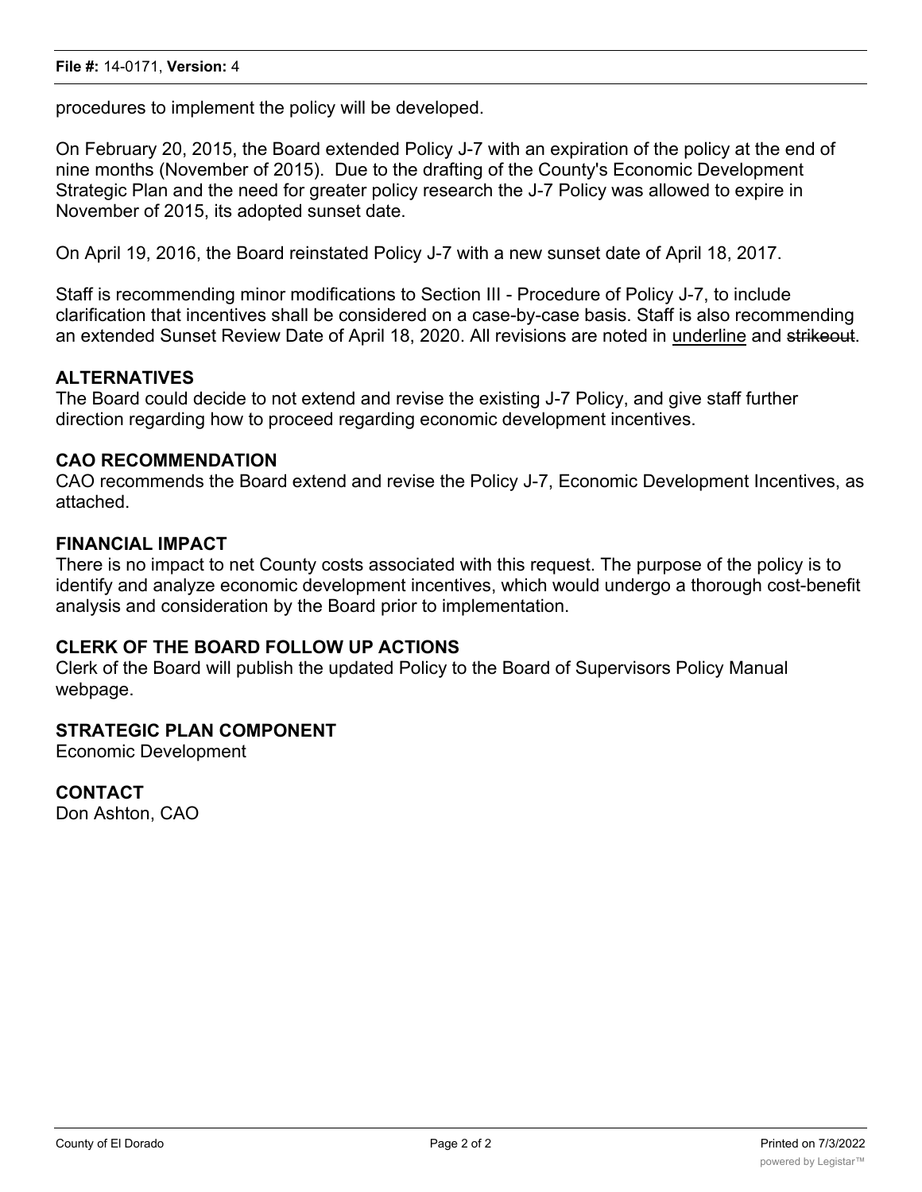procedures to implement the policy will be developed.

On February 20, 2015, the Board extended Policy J-7 with an expiration of the policy at the end of nine months (November of 2015). Due to the drafting of the County's Economic Development Strategic Plan and the need for greater policy research the J-7 Policy was allowed to expire in November of 2015, its adopted sunset date.

On April 19, 2016, the Board reinstated Policy J-7 with a new sunset date of April 18, 2017.

Staff is recommending minor modifications to Section III - Procedure of Policy J-7, to include clarification that incentives shall be considered on a case-by-case basis. Staff is also recommending an extended Sunset Review Date of April 18, 2020. All revisions are noted in <u>underline</u> and ~~strikeout~~.

**ALTERNATIVES**
The Board could decide to not extend and revise the existing J-7 Policy, and give staff further direction regarding how to proceed regarding economic development incentives.

**CAO RECOMMENDATION**
CAO recommends the Board extend and revise the Policy J-7, Economic Development Incentives, as attached.

**FINANCIAL IMPACT**
There is no impact to net County costs associated with this request. The purpose of the policy is to identify and analyze economic development incentives, which would undergo a thorough cost-benefit analysis and consideration by the Board prior to implementation.

**CLERK OF THE BOARD FOLLOW UP ACTIONS**
Clerk of the Board will publish the updated Policy to the Board of Supervisors Policy Manual webpage.

**STRATEGIC PLAN COMPONENT**
Economic Development

**CONTACT**
Don Ashton, CAO